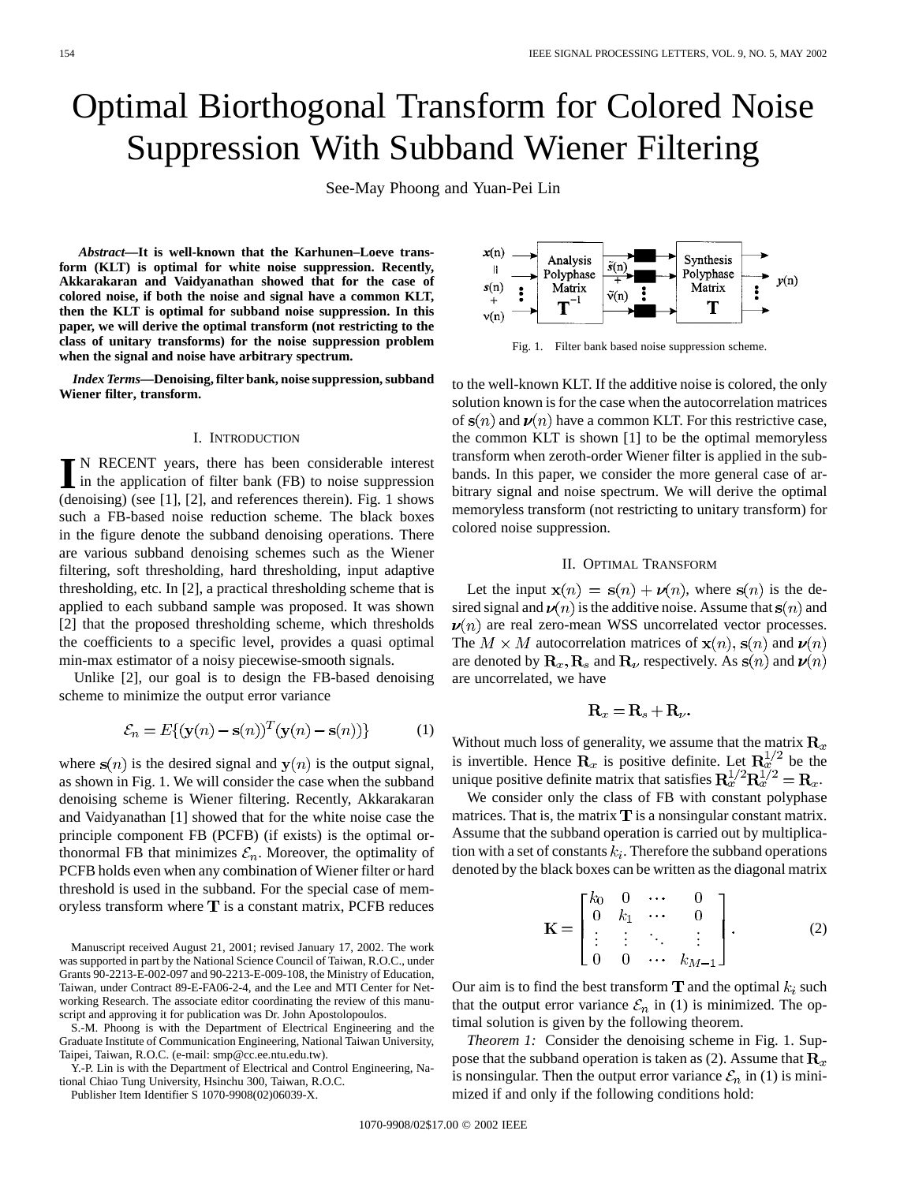# Optimal Biorthogonal Transform for Colored Noise Suppression With Subband Wiener Filtering

See-May Phoong and Yuan-Pei Lin

***Abstract*—It is well-known that the Karhunen–Loeve transform (KLT) is optimal for white noise suppression. Recently, Akkarakaran and Vaidyanathan showed that for the case of colored noise, if both the noise and signal have a common KLT, then the KLT is optimal for subband noise suppression. In this paper, we will derive the optimal transform (not restricting to the class of unitary transforms) for the noise suppression problem when the signal and noise have arbitrary spectrum.**

***Index Terms*—Denoising, filter bank, noise suppression, subband Wiener filter, transform.**

## I. Introduction

In recent years, there has been considerable interest in the application of filter bank (FB) to noise suppression (denoising) (see [1], [2], and references therein). Fig. 1 shows such a FB-based noise reduction scheme. The black boxes in the figure denote the subband denoising operations. There are various subband denoising schemes such as the Wiener filtering, soft thresholding, hard thresholding, input adaptive thresholding, etc. In [2], a practical thresholding scheme that is applied to each subband sample was proposed. It was shown [2] that the proposed thresholding scheme, which thresholds the coefficients to a specific level, provides a quasi optimal min-max estimator of a noisy piecewise-smooth signals.

Unlike [2], our goal is to design the FB-based denoising scheme to minimize the output error variance

$$\mathcal{E}_n = E\{(\mathbf{y}(n) - \mathbf{s}(n))^T(\mathbf{y}(n) - \mathbf{s}(n))\} \tag{1}$$

where $\mathbf{s}(n)$ is the desired signal and $\mathbf{y}(n)$ is the output signal, as shown in Fig. 1. We will consider the case when the subband denoising scheme is Wiener filtering. Recently, Akkarakaran and Vaidyanathan [1] showed that for the white noise case the principle component FB (PCFB) (if exists) is the optimal orthonormal FB that minimizes $\mathcal{E}_n$. Moreover, the optimality of PCFB holds even when any combination of Wiener filter or hard threshold is used in the subband. For the special case of memoryless transform where $\mathbf{T}$ is a constant matrix, PCFB reduces to the well-known KLT. If the additive noise is colored, the only solution known is for the case when the autocorrelation matrices of $\mathbf{s}(n)$ and $\boldsymbol{\nu}(n)$ have a common KLT. For this restrictive case, the common KLT is shown [1] to be the optimal memoryless transform when zeroth-order Wiener filter is applied in the subbands. In this paper, we consider the more general case of arbitrary signal and noise spectrum. We will derive the optimal memoryless transform (not restricting to unitary transform) for colored noise suppression.

Fig. 1. Filter bank based noise suppression scheme.

Manuscript received August 21, 2001; revised January 17, 2002. The work was supported in part by the National Science Council of Taiwan, R.O.C., under Grants 90-2213-E-002-097 and 90-2213-E-009-108, the Ministry of Education, Taiwan, under Contract 89-E-FA06-2-4, and the Lee and MTI Center for Networking Research. The associate editor coordinating the review of this manuscript and approving it for publication was Dr. John Apostolopoulos.

S.-M. Phoong is with the Department of Electrical Engineering and the Graduate Institute of Communication Engineering, National Taiwan University, Taipei, Taiwan, R.O.C. (e-mail: smp@cc.ee.ntu.edu.tw).

Y.-P. Lin is with the Department of Electrical and Control Engineering, National Chiao Tung University, Hsinchu 300, Taiwan, R.O.C.

Publisher Item Identifier S 1070-9908(02)06039-X.

## II. Optimal Transform

Let the input $\mathbf{x}(n) = \mathbf{s}(n) + \boldsymbol{\nu}(n)$, where $\mathbf{s}(n)$ is the desired signal and $\boldsymbol{\nu}(n)$ is the additive noise. Assume that $\mathbf{s}(n)$ and $\boldsymbol{\nu}(n)$ are real zero-mean WSS uncorrelated vector processes. The $M \times M$ autocorrelation matrices of $\mathbf{x}(n)$, $\mathbf{s}(n)$ and $\boldsymbol{\nu}(n)$ are denoted by $\mathbf{R}_x, \mathbf{R}_s$ and $\mathbf{R}_\nu$ respectively. As $\mathbf{s}(n)$ and $\boldsymbol{\nu}(n)$ are uncorrelated, we have

$$\mathbf{R}_x = \mathbf{R}_s + \mathbf{R}_\nu.$$

Without much loss of generality, we assume that the matrix $\mathbf{R}_x$ is invertible. Hence $\mathbf{R}_x$ is positive definite. Let $\mathbf{R}_x^{1/2}$ be the unique positive definite matrix that satisfies $\mathbf{R}_x^{1/2}\mathbf{R}_x^{1/2} = \mathbf{R}_x$.

We consider only the class of FB with constant polyphase matrices. That is, the matrix $\mathbf{T}$ is a nonsingular constant matrix. Assume that the subband operation is carried out by multiplication with a set of constants $k_i$. Therefore the subband operations denoted by the black boxes can be written as the diagonal matrix

$$\mathbf{K} = \begin{bmatrix} k_0 & 0 & \cdots & 0 \\ 0 & k_1 & \cdots & 0 \\ \vdots & \vdots & \ddots & \vdots \\ 0 & 0 & \cdots & k_{M-1} \end{bmatrix}. \tag{2}$$

Our aim is to find the best transform $\mathbf{T}$ and the optimal $k_i$ such that the output error variance $\mathcal{E}_n$ in (1) is minimized. The optimal solution is given by the following theorem.

*Theorem 1:* Consider the denoising scheme in Fig. 1. Suppose that the subband operation is taken as (2). Assume that $\mathbf{R}_x$ is nonsingular. Then the output error variance $\mathcal{E}_n$ in (1) is minimized if and only if the following conditions hold: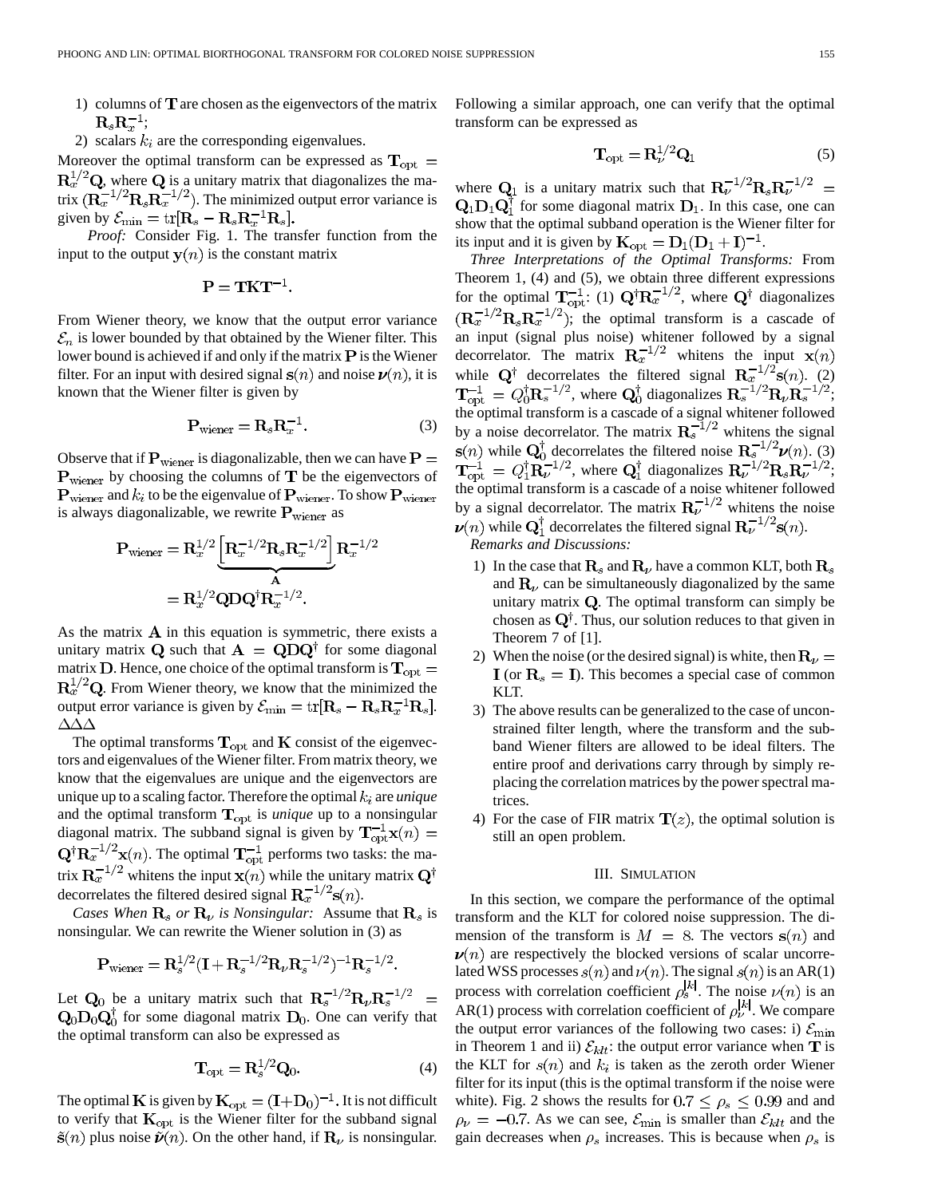1) columns of $\mathbf{T}$ are chosen as the eigenvectors of the matrix $\mathbf{R}_s\mathbf{R}_x^{-1}$;
2) scalars $k_i$ are the corresponding eigenvalues.

Moreover the optimal transform can be expressed as $\mathbf{T}_{\mathrm{opt}} = \mathbf{R}_x^{1/2}\mathbf{Q}$, where $\mathbf{Q}$ is a unitary matrix that diagonalizes the matrix $(\mathbf{R}_x^{-1/2}\mathbf{R}_s\mathbf{R}_x^{-1/2})$. The minimized output error variance is given by $\mathcal{E}_{\min} = \mathrm{tr}[\mathbf{R}_s - \mathbf{R}_s\mathbf{R}_x^{-1}\mathbf{R}_s]$.

*Proof:* Consider Fig. 1. The transfer function from the input to the output $\mathbf{y}(n)$ is the constant matrix

$$\mathbf{P} = \mathbf{T}\mathbf{K}\mathbf{T}^{-1}.$$

From Wiener theory, we know that the output error variance $\mathcal{E}_n$ is lower bounded by that obtained by the Wiener filter. This lower bound is achieved if and only if the matrix $\mathbf{P}$ is the Wiener filter. For an input with desired signal $\mathbf{s}(n)$ and noise $\boldsymbol{\nu}(n)$, it is known that the Wiener filter is given by

$$\mathbf{P}_{\mathrm{wiener}} = \mathbf{R}_s\mathbf{R}_x^{-1}. \tag{3}$$

Observe that if $\mathbf{P}_{\mathrm{wiener}}$ is diagonalizable, then we can have $\mathbf{P} = \mathbf{P}_{\mathrm{wiener}}$ by choosing the columns of $\mathbf{T}$ be the eigenvectors of $\mathbf{P}_{\mathrm{wiener}}$ and $k_i$ to be the eigenvalue of $\mathbf{P}_{\mathrm{wiener}}$. To show $\mathbf{P}_{\mathrm{wiener}}$ is always diagonalizable, we rewrite $\mathbf{P}_{\mathrm{wiener}}$ as

$$\begin{aligned}\mathbf{P}_{\mathrm{wiener}} &= \mathbf{R}_x^{1/2}\underbrace{\left[\mathbf{R}_x^{-1/2}\mathbf{R}_s\mathbf{R}_x^{-1/2}\right]}_{\mathbf{A}}\mathbf{R}_x^{-1/2}\\ &= \mathbf{R}_x^{1/2}\mathbf{Q}\mathbf{D}\mathbf{Q}^{\dagger}\mathbf{R}_x^{-1/2}.\end{aligned}$$

As the matrix $\mathbf{A}$ in this equation is symmetric, there exists a unitary matrix $\mathbf{Q}$ such that $\mathbf{A} = \mathbf{Q}\mathbf{D}\mathbf{Q}^{\dagger}$ for some diagonal matrix $\mathbf{D}$. Hence, one choice of the optimal transform is $\mathbf{T}_{\mathrm{opt}} = \mathbf{R}_x^{1/2}\mathbf{Q}$. From Wiener theory, we know that the minimized the output error variance is given by $\mathcal{E}_{\min} = \mathrm{tr}[\mathbf{R}_s - \mathbf{R}_s\mathbf{R}_x^{-1}\mathbf{R}_s]$. $\triangle\triangle\triangle$

The optimal transforms $\mathbf{T}_{\mathrm{opt}}$ and $\mathbf{K}$ consist of the eigenvectors and eigenvalues of the Wiener filter. From matrix theory, we know that the eigenvalues are unique and the eigenvectors are unique up to a scaling factor. Therefore the optimal $k_i$ are *unique* and the optimal transform $\mathbf{T}_{\mathrm{opt}}$ is *unique* up to a nonsingular diagonal matrix. The subband signal is given by $\mathbf{T}_{\mathrm{opt}}^{-1}\mathbf{x}(n) = \mathbf{Q}^{\dagger}\mathbf{R}_x^{-1/2}\mathbf{x}(n)$. The optimal $\mathbf{T}_{\mathrm{opt}}^{-1}$ performs two tasks: the matrix $\mathbf{R}_x^{-1/2}$ whitens the input $\mathbf{x}(n)$ while the unitary matrix $\mathbf{Q}^{\dagger}$ decorrelates the filtered desired signal $\mathbf{R}_x^{-1/2}\mathbf{s}(n)$.

*Cases When $\mathbf{R}_s$ or $\mathbf{R}_\nu$ is Nonsingular:* Assume that $\mathbf{R}_s$ is nonsingular. We can rewrite the Wiener solution in (3) as

$$\mathbf{P}_{\mathrm{wiener}} = \mathbf{R}_s^{1/2}(\mathbf{I} + \mathbf{R}_s^{-1/2}\mathbf{R}_\nu\mathbf{R}_s^{-1/2})^{-1}\mathbf{R}_s^{-1/2}.$$

Let $\mathbf{Q}_0$ be a unitary matrix such that $\mathbf{R}_s^{-1/2}\mathbf{R}_\nu\mathbf{R}_s^{-1/2} = \mathbf{Q}_0\mathbf{D}_0\mathbf{Q}_0^{\dagger}$ for some diagonal matrix $\mathbf{D}_0$. One can verify that the optimal transform can also be expressed as

$$\mathbf{T}_{\mathrm{opt}} = \mathbf{R}_s^{1/2}\mathbf{Q}_0. \tag{4}$$

The optimal $\mathbf{K}$ is given by $\mathbf{K}_{\mathrm{opt}} = (\mathbf{I}+\mathbf{D}_0)^{-1}$. It is not difficult to verify that $\mathbf{K}_{\mathrm{opt}}$ is the Wiener filter for the subband signal $\tilde{\mathbf{s}}(n)$ plus noise $\tilde{\boldsymbol{\nu}}(n)$. On the other hand, if $\mathbf{R}_\nu$ is nonsingular. Following a similar approach, one can verify that the optimal transform can be expressed as

$$\mathbf{T}_{\mathrm{opt}} = \mathbf{R}_\nu^{1/2}\mathbf{Q}_1 \tag{5}$$

where $\mathbf{Q}_1$ is a unitary matrix such that $\mathbf{R}_\nu^{-1/2}\mathbf{R}_s\mathbf{R}_\nu^{-1/2} = \mathbf{Q}_1\mathbf{D}_1\mathbf{Q}_1^{\dagger}$ for some diagonal matrix $\mathbf{D}_1$. In this case, one can show that the optimal subband operation is the Wiener filter for its input and it is given by $\mathbf{K}_{\mathrm{opt}} = \mathbf{D}_1(\mathbf{D}_1 + \mathbf{I})^{-1}$.

*Three Interpretations of the Optimal Transforms:* From Theorem 1, (4) and (5), we obtain three different expressions for the optimal $\mathbf{T}_{\mathrm{opt}}^{-1}$: (1) $\mathbf{Q}^{\dagger}\mathbf{R}_x^{-1/2}$, where $\mathbf{Q}^{\dagger}$ diagonalizes $(\mathbf{R}_x^{-1/2}\mathbf{R}_s\mathbf{R}_x^{-1/2})$; the optimal transform is a cascade of an input (signal plus noise) whitener followed by a signal decorrelator. The matrix $\mathbf{R}_x^{-1/2}$ whitens the input $\mathbf{x}(n)$ while $\mathbf{Q}^{\dagger}$ decorrelates the filtered signal $\mathbf{R}_x^{-1/2}\mathbf{s}(n)$. (2) $\mathbf{T}_{\mathrm{opt}}^{-1} = Q_0^{\dagger}\mathbf{R}_s^{-1/2}$, where $\mathbf{Q}_0^{\dagger}$ diagonalizes $\mathbf{R}_s^{-1/2}\mathbf{R}_\nu\mathbf{R}_s^{-1/2}$; the optimal transform is a cascade of a signal whitener followed by a noise decorrelator. The matrix $\mathbf{R}_s^{-1/2}$ whitens the signal $\mathbf{s}(n)$ while $\mathbf{Q}_0^{\dagger}$ decorrelates the filtered noise $\mathbf{R}_s^{-1/2}\boldsymbol{\nu}(n)$. (3) $\mathbf{T}_{\mathrm{opt}}^{-1} = Q_1^{\dagger}\mathbf{R}_\nu^{-1/2}$, where $\mathbf{Q}_1^{\dagger}$ diagonalizes $\mathbf{R}_\nu^{-1/2}\mathbf{R}_s\mathbf{R}_\nu^{-1/2}$; the optimal transform is a cascade of a noise whitener followed by a signal decorrelator. The matrix $\mathbf{R}_\nu^{-1/2}$ whitens the noise $\boldsymbol{\nu}(n)$ while $\mathbf{Q}_1^{\dagger}$ decorrelates the filtered signal $\mathbf{R}_\nu^{-1/2}\mathbf{s}(n)$.

*Remarks and Discussions:*

1) In the case that $\mathbf{R}_s$ and $\mathbf{R}_\nu$ have a common KLT, both $\mathbf{R}_s$ and $\mathbf{R}_\nu$ can be simultaneously diagonalized by the same unitary matrix $\mathbf{Q}$. The optimal transform can simply be chosen as $\mathbf{Q}^{\dagger}$. Thus, our solution reduces to that given in Theorem 7 of [1].
2) When the noise (or the desired signal) is white, then $\mathbf{R}_\nu = \mathbf{I}$ (or $\mathbf{R}_s = \mathbf{I}$). This becomes a special case of common KLT.
3) The above results can be generalized to the case of unconstrained filter length, where the transform and the subband Wiener filters are allowed to be ideal filters. The entire proof and derivations carry through by simply replacing the correlation matrices by the power spectral matrices.
4) For the case of FIR matrix $\mathbf{T}(z)$, the optimal solution is still an open problem.

## III. Simulation

In this section, we compare the performance of the optimal transform and the KLT for colored noise suppression. The dimension of the transform is $M = 8$. The vectors $\mathbf{s}(n)$ and $\boldsymbol{\nu}(n)$ are respectively the blocked versions of scalar uncorrelated WSS processes $s(n)$ and $\nu(n)$. The signal $s(n)$ is an AR(1) process with correlation coefficient $\rho_s^{|k|}$. The noise $\nu(n)$ is an AR(1) process with correlation coefficient of $\rho_\nu^{|k|}$. We compare the output error variances of the following two cases: i) $\mathcal{E}_{\min}$ in Theorem 1 and ii) $\mathcal{E}_{klt}$: the output error variance when $\mathbf{T}$ is the KLT for $s(n)$ and $k_i$ is taken as the zeroth order Wiener filter for its input (this is the optimal transform if the noise were white). Fig. 2 shows the results for $0.7 \le \rho_s \le 0.99$ and and $\rho_\nu = -0.7$. As we can see, $\mathcal{E}_{\min}$ is smaller than $\mathcal{E}_{klt}$ and the gain decreases when $\rho_s$ increases. This is because when $\rho_s$ is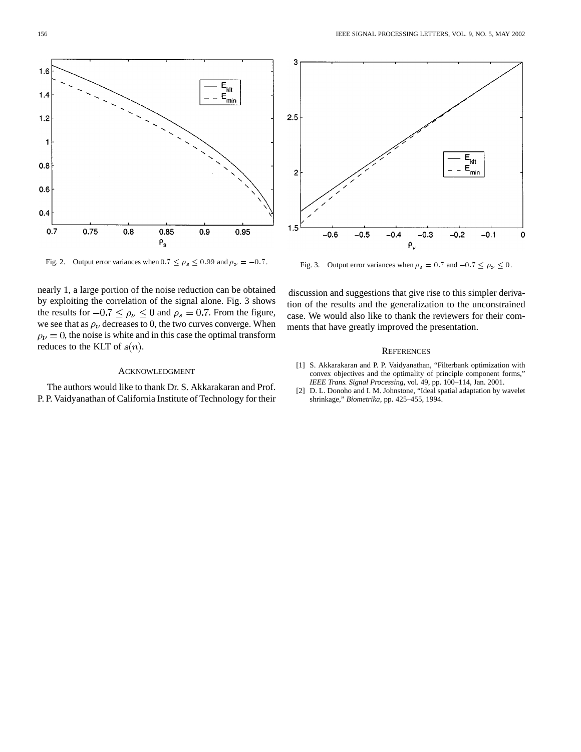1.6
1.4
1.2
1
0.8
0.6
0.4
0.7
0.75
0.8
0.85
0.9
0.95
$\rho_s$
$E_{klt}$
$E_{min}$

Fig. 2. Output error variances when $0.7 \leq \rho_s \leq 0.99$ and $\rho_\nu = -0.7$.

3
2.5
2
1.5
−0.6
−0.5
−0.4
−0.3
−0.2
−0.1
0
$\rho_v$
$E_{klt}$
$E_{min}$

Fig. 3. Output error variances when $\rho_s = 0.7$ and $-0.7 \leq \rho_\nu \leq 0$.

nearly 1, a large portion of the noise reduction can be obtained by exploiting the correlation of the signal alone. Fig. 3 shows the results for $-0.7 \leq \rho_\nu \leq 0$ and $\rho_s = 0.7$. From the figure, we see that as $\rho_\nu$ decreases to 0, the two curves converge. When $\rho_\nu = 0$, the noise is white and in this case the optimal transform reduces to the KLT of $s(n)$.

## Acknowledgment

The authors would like to thank Dr. S. Akkarakaran and Prof. P. P. Vaidyanathan of California Institute of Technology for their discussion and suggestions that give rise to this simpler derivation of the results and the generalization to the unconstrained case. We would also like to thank the reviewers for their comments that have greatly improved the presentation.

## References

[1] S. Akkarakaran and P. P. Vaidyanathan, "Filterbank optimization with convex objectives and the optimality of principle component forms," *IEEE Trans. Signal Processing*, vol. 49, pp. 100–114, Jan. 2001.

[2] D. L. Donoho and I. M. Johnstone, "Ideal spatial adaptation by wavelet shrinkage," *Biometrika*, pp. 425–455, 1994.